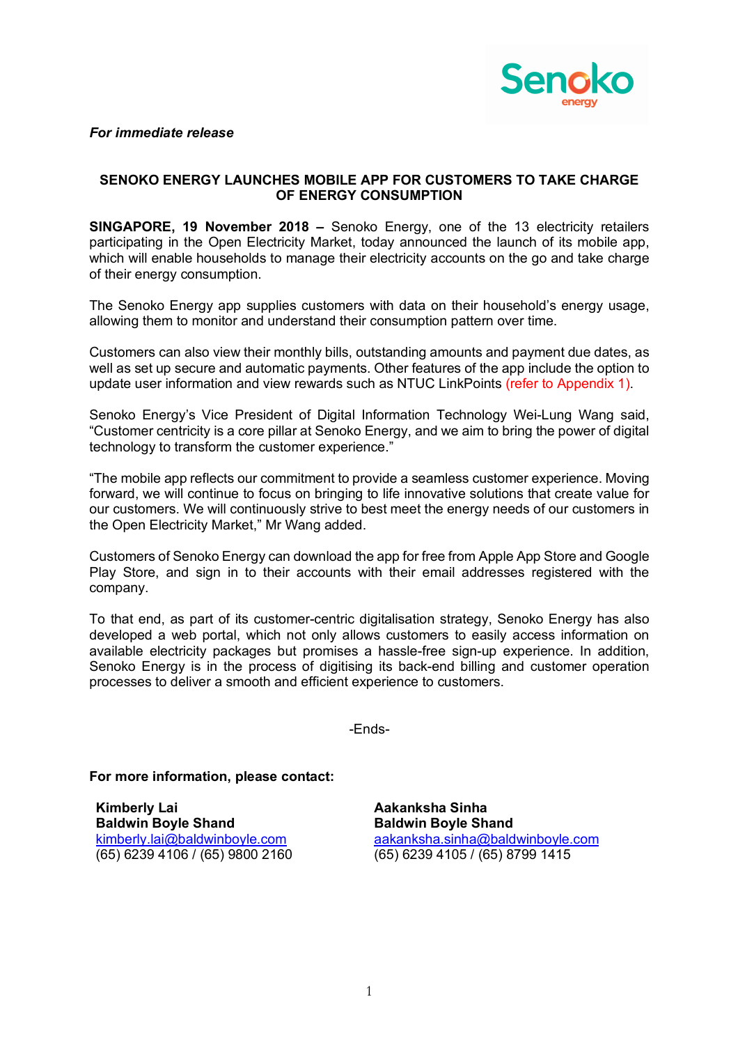*For immediate release*

# SENOKO ENERGY LAUNCHES MOBILE APP FOR CUSTOMERS TO TAKE CHARGE OF ENERGY CONSUMPTION

**SINGAPORE, 19 November 2018 –** Senoko Energy, one of the 13 electricity retailers participating in the Open Electricity Market, today announced the launch of its mobile app, which will enable households to manage their electricity accounts on the go and take charge of their energy consumption.

The Senoko Energy app supplies customers with data on their household's energy usage, allowing them to monitor and understand their consumption pattern over time.

Customers can also view their monthly bills, outstanding amounts and payment due dates, as well as set up secure and automatic payments. Other features of the app include the option to update user information and view rewards such as NTUC LinkPoints (refer to Appendix 1).

Senoko Energy's Vice President of Digital Information Technology Wei-Lung Wang said, "Customer centricity is a core pillar at Senoko Energy, and we aim to bring the power of digital technology to transform the customer experience."

"The mobile app reflects our commitment to provide a seamless customer experience. Moving forward, we will continue to focus on bringing to life innovative solutions that create value for our customers. We will continuously strive to best meet the energy needs of our customers in the Open Electricity Market," Mr Wang added.

Customers of Senoko Energy can download the app for free from Apple App Store and Google Play Store, and sign in to their accounts with their email addresses registered with the company.

To that end, as part of its customer-centric digitalisation strategy, Senoko Energy has also developed a web portal, which not only allows customers to easily access information on available electricity packages but promises a hassle-free sign-up experience. In addition, Senoko Energy is in the process of digitising its back-end billing and customer operation processes to deliver a smooth and efficient experience to customers.

-Ends-

**For more information, please contact:**

**Kimberly Lai**
**Baldwin Boyle Shand**
kimberly.lai@baldwinboyle.com
(65) 6239 4106 / (65) 9800 2160

**Aakanksha Sinha**
**Baldwin Boyle Shand**
aakanksha.sinha@baldwinboyle.com
(65) 6239 4105 / (65) 8799 1415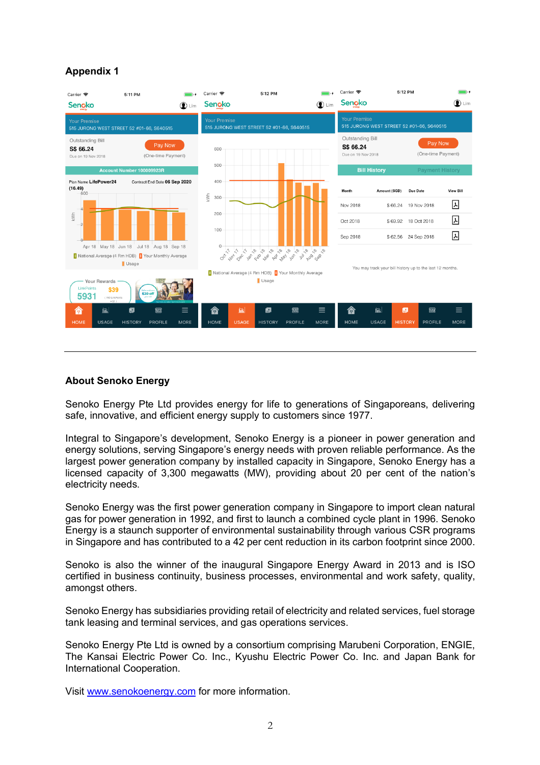## Appendix 1

Carrier 5:11 PM
Senoko
Lim
Your Premise
515 JURONG WEST STREET 52 #01-66, S640515
Outstanding Bill
S$ 66.24
Due on 19 Nov 2018
Pay Now
(One-time Payment)
Account Number 100009923R
Plan Name LifePower24 (16.49)
Contract End Date 06 Sep 2020
600
4
2
0
kWh
Apr 18 May 18 Jun 18 Jul 18 Aug 18 Sep 18
National Average (4 Rm HDB)
Your Monthly Average
Usage
Your Rewards
LinkPoints 5931
$39
$20 off
HOME USAGE HISTORY PROFILE MORE

Carrier 5:12 PM
Senoko
Lim
Your Premise
515 JURONG WEST STREET 52 #01-66, S640515
600
500
400
300
200
100
0
kWh
Oct 17 Nov 17 Dec 17 Jan 18 Feb 18 Mar 18 Apr 18 May 18 Jun 18 Jul 18 Aug 18 Sep 18
National Average (4 Rm HDB)
Your Monthly Average
Usage
HOME USAGE HISTORY PROFILE MORE

Carrier 5:12 PM
Senoko
Lim
Your Premise
515 JURONG WEST STREET 52 #01-66, S640515
Outstanding Bill
S$ 66.24
Due on 19 Nov 2018
Pay Now
(One-time Payment)
Bill History
Payment History

| Month | Amount (SGD) | Due Date | View Bill |
|---|---|---|---|
| Nov 2018 | $ 66.24 | 19 Nov 2018 | |
| Oct 2018 | $ 69.92 | 18 Oct 2018 | |
| Sep 2018 | $ 62.56 | 24 Sep 2018 | |

You may track your bill history up to the last 12 months.
HOME USAGE HISTORY PROFILE MORE

---

## About Senoko Energy

Senoko Energy Pte Ltd provides energy for life to generations of Singaporeans, delivering safe, innovative, and efficient energy supply to customers since 1977.

Integral to Singapore's development, Senoko Energy is a pioneer in power generation and energy solutions, serving Singapore's energy needs with proven reliable performance. As the largest power generation company by installed capacity in Singapore, Senoko Energy has a licensed capacity of 3,300 megawatts (MW), providing about 20 per cent of the nation's electricity needs.

Senoko Energy was the first power generation company in Singapore to import clean natural gas for power generation in 1992, and first to launch a combined cycle plant in 1996. Senoko Energy is a staunch supporter of environmental sustainability through various CSR programs in Singapore and has contributed to a 42 per cent reduction in its carbon footprint since 2000.

Senoko is also the winner of the inaugural Singapore Energy Award in 2013 and is ISO certified in business continuity, business processes, environmental and work safety, quality, amongst others.

Senoko Energy has subsidiaries providing retail of electricity and related services, fuel storage tank leasing and terminal services, and gas operations services.

Senoko Energy Pte Ltd is owned by a consortium comprising Marubeni Corporation, ENGIE, The Kansai Electric Power Co. Inc., Kyushu Electric Power Co. Inc. and Japan Bank for International Cooperation.

Visit www.senokoenergy.com for more information.